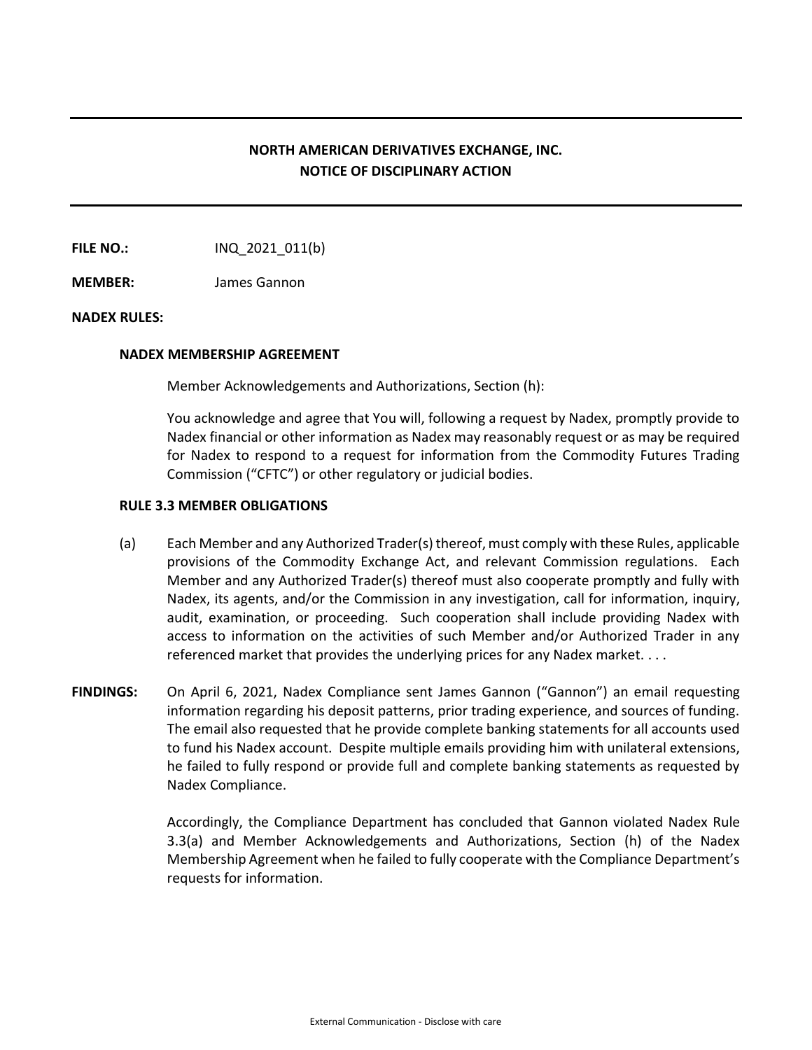# NORTH AMERICAN DERIVATIVES EXCHANGE, INC.
## NOTICE OF DISCIPLINARY ACTION

**FILE NO.:** INQ_2021_011(b)

**MEMBER:** James Gannon

**NADEX RULES:**

**NADEX MEMBERSHIP AGREEMENT**

Member Acknowledgements and Authorizations, Section (h):

You acknowledge and agree that You will, following a request by Nadex, promptly provide to Nadex financial or other information as Nadex may reasonably request or as may be required for Nadex to respond to a request for information from the Commodity Futures Trading Commission ("CFTC") or other regulatory or judicial bodies.

**RULE 3.3 MEMBER OBLIGATIONS**

(a) Each Member and any Authorized Trader(s) thereof, must comply with these Rules, applicable provisions of the Commodity Exchange Act, and relevant Commission regulations. Each Member and any Authorized Trader(s) thereof must also cooperate promptly and fully with Nadex, its agents, and/or the Commission in any investigation, call for information, inquiry, audit, examination, or proceeding. Such cooperation shall include providing Nadex with access to information on the activities of such Member and/or Authorized Trader in any referenced market that provides the underlying prices for any Nadex market. . . .

**FINDINGS:** On April 6, 2021, Nadex Compliance sent James Gannon ("Gannon") an email requesting information regarding his deposit patterns, prior trading experience, and sources of funding. The email also requested that he provide complete banking statements for all accounts used to fund his Nadex account. Despite multiple emails providing him with unilateral extensions, he failed to fully respond or provide full and complete banking statements as requested by Nadex Compliance.

Accordingly, the Compliance Department has concluded that Gannon violated Nadex Rule 3.3(a) and Member Acknowledgements and Authorizations, Section (h) of the Nadex Membership Agreement when he failed to fully cooperate with the Compliance Department's requests for information.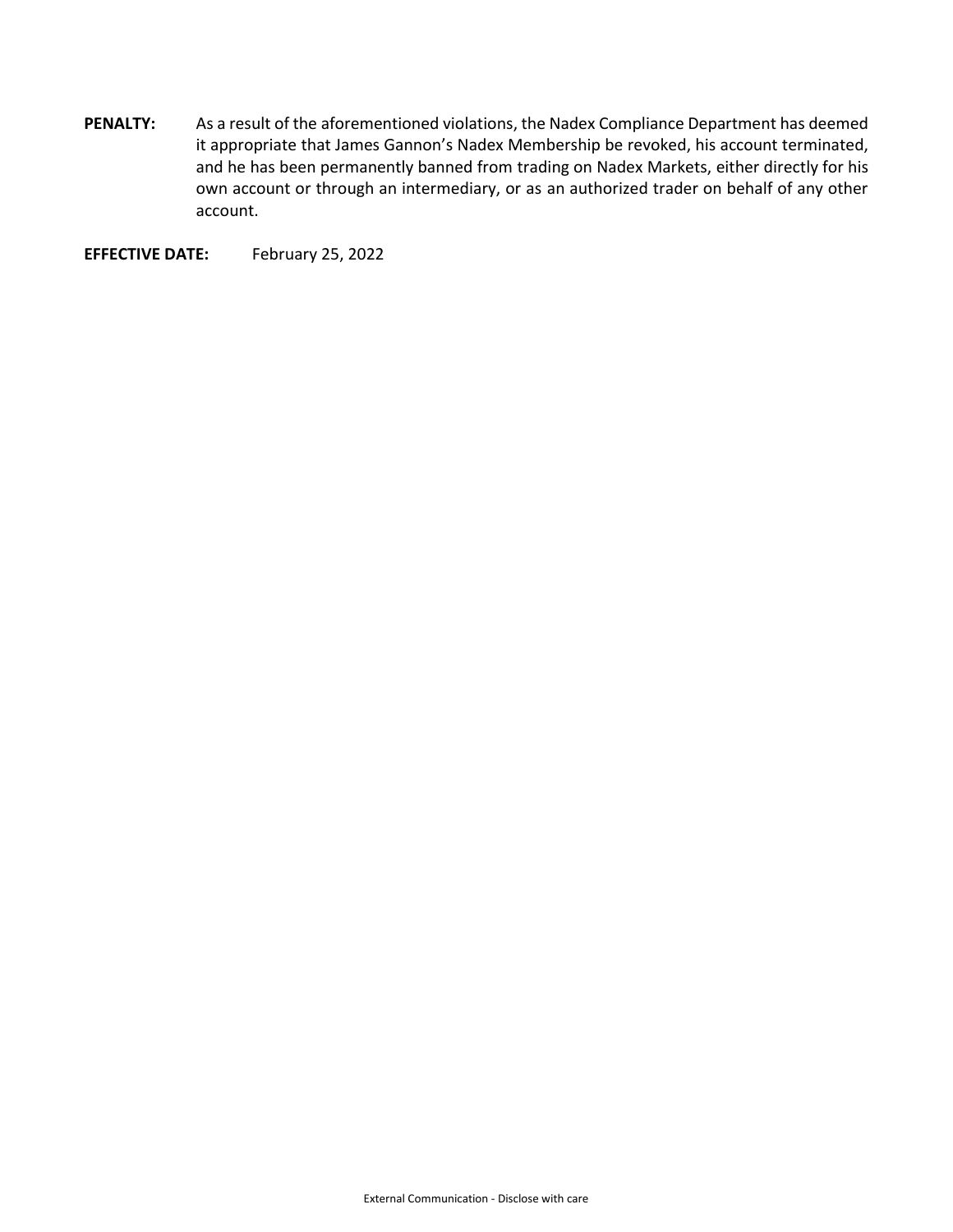**PENALTY:** As a result of the aforementioned violations, the Nadex Compliance Department has deemed it appropriate that James Gannon's Nadex Membership be revoked, his account terminated, and he has been permanently banned from trading on Nadex Markets, either directly for his own account or through an intermediary, or as an authorized trader on behalf of any other account.

**EFFECTIVE DATE:** February 25, 2022